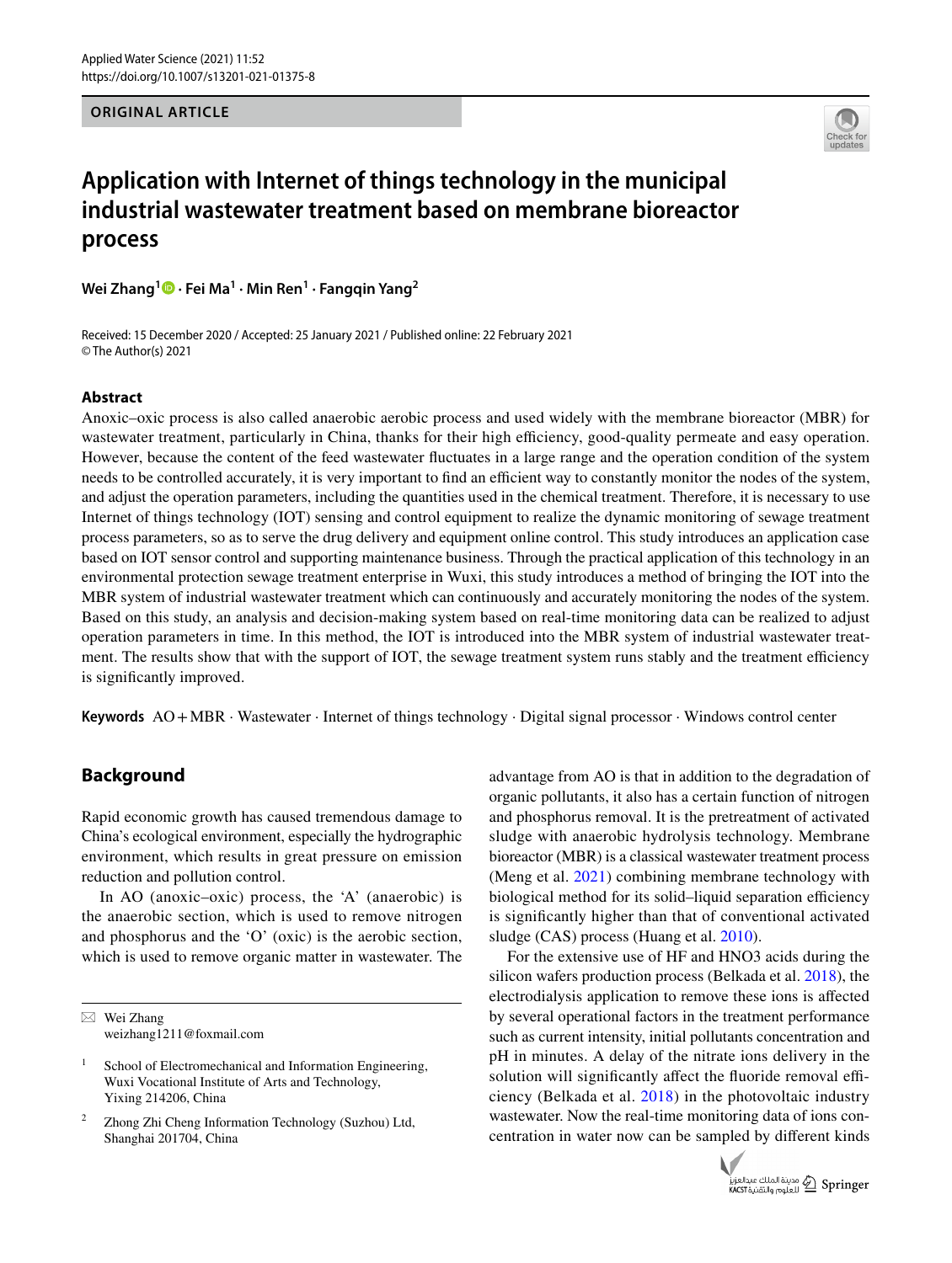ORIGINAL ARTICLE

# Application with Internet of things technology in the municipal industrial wastewater treatment based on membrane bioreactor process

**Wei Zhang[1] · Fei Ma[1] · Min Ren[1] · Fangqin Yang[2]**

Received: 15 December 2020 / Accepted: 25 January 2021 / Published online: 22 February 2021
© The Author(s) 2021

## Abstract

Anoxic–oxic process is also called anaerobic aerobic process and used widely with the membrane bioreactor (MBR) for wastewater treatment, particularly in China, thanks for their high efficiency, good-quality permeate and easy operation. However, because the content of the feed wastewater fluctuates in a large range and the operation condition of the system needs to be controlled accurately, it is very important to find an efficient way to constantly monitor the nodes of the system, and adjust the operation parameters, including the quantities used in the chemical treatment. Therefore, it is necessary to use Internet of things technology (IOT) sensing and control equipment to realize the dynamic monitoring of sewage treatment process parameters, so as to serve the drug delivery and equipment online control. This study introduces an application case based on IOT sensor control and supporting maintenance business. Through the practical application of this technology in an environmental protection sewage treatment enterprise in Wuxi, this study introduces a method of bringing the IOT into the MBR system of industrial wastewater treatment which can continuously and accurately monitoring the nodes of the system. Based on this study, an analysis and decision-making system based on real-time monitoring data can be realized to adjust operation parameters in time. In this method, the IOT is introduced into the MBR system of industrial wastewater treatment. The results show that with the support of IOT, the sewage treatment system runs stably and the treatment efficiency is significantly improved.

**Keywords** AO + MBR · Wastewater · Internet of things technology · Digital signal processor · Windows control center

## Background

Rapid economic growth has caused tremendous damage to China's ecological environment, especially the hydrographic environment, which results in great pressure on emission reduction and pollution control.

In AO (anoxic–oxic) process, the 'A' (anaerobic) is the anaerobic section, which is used to remove nitrogen and phosphorus and the 'O' (oxic) is the aerobic section, which is used to remove organic matter in wastewater. The advantage from AO is that in addition to the degradation of organic pollutants, it also has a certain function of nitrogen and phosphorus removal. It is the pretreatment of activated sludge with anaerobic hydrolysis technology. Membrane bioreactor (MBR) is a classical wastewater treatment process (Meng et al. 2021) combining membrane technology with biological method for its solid–liquid separation efficiency is significantly higher than that of conventional activated sludge (CAS) process (Huang et al. 2010).

For the extensive use of HF and $HNO_3$ acids during the silicon wafers production process (Belkada et al. 2018), the electrodialysis application to remove these ions is affected by several operational factors in the treatment performance such as current intensity, initial pollutants concentration and pH in minutes. A delay of the nitrate ions delivery in the solution will significantly affect the fluoride removal efficiency (Belkada et al. 2018) in the photovoltaic industry wastewater. Now the real-time monitoring data of ions concentration in water now can be sampled by different kinds

---

✉ Wei Zhang
weizhang1211@foxmail.com

[1] School of Electromechanical and Information Engineering, Wuxi Vocational Institute of Arts and Technology, Yixing 214206, China

[2] Zhong Zhi Cheng Information Technology (Suzhou) Ltd, Shanghai 201704, China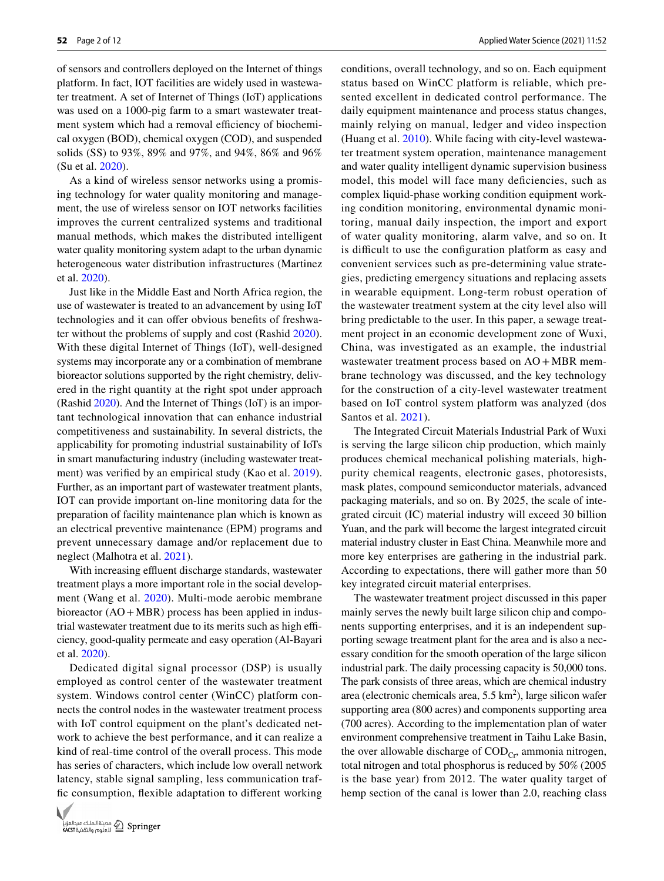of sensors and controllers deployed on the Internet of things platform. In fact, IOT facilities are widely used in wastewater treatment. A set of Internet of Things (IoT) applications was used on a 1000-pig farm to a smart wastewater treatment system which had a removal efficiency of biochemical oxygen (BOD), chemical oxygen (COD), and suspended solids (SS) to 93%, 89% and 97%, and 94%, 86% and 96% (Su et al. 2020).

As a kind of wireless sensor networks using a promising technology for water quality monitoring and management, the use of wireless sensor on IOT networks facilities improves the current centralized systems and traditional manual methods, which makes the distributed intelligent water quality monitoring system adapt to the urban dynamic heterogeneous water distribution infrastructures (Martinez et al. 2020).

Just like in the Middle East and North Africa region, the use of wastewater is treated to an advancement by using IoT technologies and it can offer obvious benefits of freshwater without the problems of supply and cost (Rashid 2020). With these digital Internet of Things (IoT), well-designed systems may incorporate any or a combination of membrane bioreactor solutions supported by the right chemistry, delivered in the right quantity at the right spot under approach (Rashid 2020). And the Internet of Things (IoT) is an important technological innovation that can enhance industrial competitiveness and sustainability. In several districts, the applicability for promoting industrial sustainability of IoTs in smart manufacturing industry (including wastewater treatment) was verified by an empirical study (Kao et al. 2019). Further, as an important part of wastewater treatment plants, IOT can provide important on-line monitoring data for the preparation of facility maintenance plan which is known as an electrical preventive maintenance (EPM) programs and prevent unnecessary damage and/or replacement due to neglect (Malhotra et al. 2021).

With increasing effluent discharge standards, wastewater treatment plays a more important role in the social development (Wang et al. 2020). Multi-mode aerobic membrane bioreactor (AO + MBR) process has been applied in industrial wastewater treatment due to its merits such as high efficiency, good-quality permeate and easy operation (Al-Bayari et al. 2020).

Dedicated digital signal processor (DSP) is usually employed as control center of the wastewater treatment system. Windows control center (WinCC) platform connects the control nodes in the wastewater treatment process with IoT control equipment on the plant's dedicated network to achieve the best performance, and it can realize a kind of real-time control of the overall process. This mode has series of characters, which include low overall network latency, stable signal sampling, less communication traffic consumption, flexible adaptation to different working conditions, overall technology, and so on. Each equipment status based on WinCC platform is reliable, which presented excellent in dedicated control performance. The daily equipment maintenance and process status changes, mainly relying on manual, ledger and video inspection (Huang et al. 2010). While facing with city-level wastewater treatment system operation, maintenance management and water quality intelligent dynamic supervision business model, this model will face many deficiencies, such as complex liquid-phase working condition equipment working condition monitoring, environmental dynamic monitoring, manual daily inspection, the import and export of water quality monitoring, alarm valve, and so on. It is difficult to use the configuration platform as easy and convenient services such as pre-determining value strategies, predicting emergency situations and replacing assets in wearable equipment. Long-term robust operation of the wastewater treatment system at the city level also will bring predictable to the user. In this paper, a sewage treatment project in an economic development zone of Wuxi, China, was investigated as an example, the industrial wastewater treatment process based on AO + MBR membrane technology was discussed, and the key technology for the construction of a city-level wastewater treatment based on IoT control system platform was analyzed (dos Santos et al. 2021).

The Integrated Circuit Materials Industrial Park of Wuxi is serving the large silicon chip production, which mainly produces chemical mechanical polishing materials, high-purity chemical reagents, electronic gases, photoresists, mask plates, compound semiconductor materials, advanced packaging materials, and so on. By 2025, the scale of integrated circuit (IC) material industry will exceed 30 billion Yuan, and the park will become the largest integrated circuit material industry cluster in East China. Meanwhile more and more key enterprises are gathering in the industrial park. According to expectations, there will gather more than 50 key integrated circuit material enterprises.

The wastewater treatment project discussed in this paper mainly serves the newly built large silicon chip and components supporting enterprises, and it is an independent supporting sewage treatment plant for the area and is also a necessary condition for the smooth operation of the large silicon industrial park. The daily processing capacity is 50,000 tons. The park consists of three areas, which are chemical industry area (electronic chemicals area, 5.5 $km^2$), large silicon wafer supporting area (800 acres) and components supporting area (700 acres). According to the implementation plan of water environment comprehensive treatment in Taihu Lake Basin, the over allowable discharge of $COD_{Cr}$, ammonia nitrogen, total nitrogen and total phosphorus is reduced by 50% (2005 is the base year) from 2012. The water quality target of hemp section of the canal is lower than 2.0, reaching class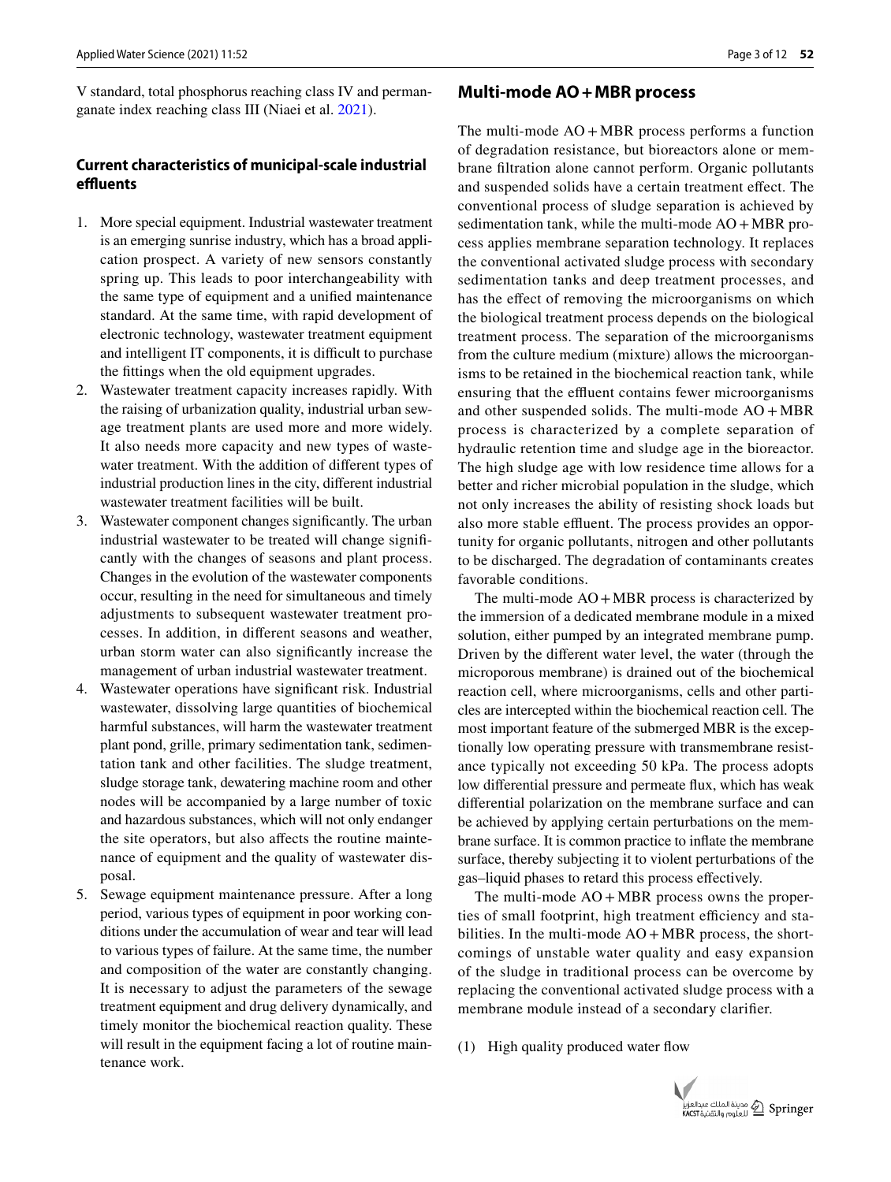V standard, total phosphorus reaching class IV and permanganate index reaching class III (Niaei et al. 2021).

### Current characteristics of municipal-scale industrial effluents

1. More special equipment. Industrial wastewater treatment is an emerging sunrise industry, which has a broad application prospect. A variety of new sensors constantly spring up. This leads to poor interchangeability with the same type of equipment and a unified maintenance standard. At the same time, with rapid development of electronic technology, wastewater treatment equipment and intelligent IT components, it is difficult to purchase the fittings when the old equipment upgrades.
2. Wastewater treatment capacity increases rapidly. With the raising of urbanization quality, industrial urban sewage treatment plants are used more and more widely. It also needs more capacity and new types of wastewater treatment. With the addition of different types of industrial production lines in the city, different industrial wastewater treatment facilities will be built.
3. Wastewater component changes significantly. The urban industrial wastewater to be treated will change significantly with the changes of seasons and plant process. Changes in the evolution of the wastewater components occur, resulting in the need for simultaneous and timely adjustments to subsequent wastewater treatment processes. In addition, in different seasons and weather, urban storm water can also significantly increase the management of urban industrial wastewater treatment.
4. Wastewater operations have significant risk. Industrial wastewater, dissolving large quantities of biochemical harmful substances, will harm the wastewater treatment plant pond, grille, primary sedimentation tank, sedimentation tank and other facilities. The sludge treatment, sludge storage tank, dewatering machine room and other nodes will be accompanied by a large number of toxic and hazardous substances, which will not only endanger the site operators, but also affects the routine maintenance of equipment and the quality of wastewater disposal.
5. Sewage equipment maintenance pressure. After a long period, various types of equipment in poor working conditions under the accumulation of wear and tear will lead to various types of failure. At the same time, the number and composition of the water are constantly changing. It is necessary to adjust the parameters of the sewage treatment equipment and drug delivery dynamically, and timely monitor the biochemical reaction quality. These will result in the equipment facing a lot of routine maintenance work.

## Multi-mode AO + MBR process

The multi-mode AO + MBR process performs a function of degradation resistance, but bioreactors alone or membrane filtration alone cannot perform. Organic pollutants and suspended solids have a certain treatment effect. The conventional process of sludge separation is achieved by sedimentation tank, while the multi-mode AO + MBR process applies membrane separation technology. It replaces the conventional activated sludge process with secondary sedimentation tanks and deep treatment processes, and has the effect of removing the microorganisms on which the biological treatment process depends on the biological treatment process. The separation of the microorganisms from the culture medium (mixture) allows the microorganisms to be retained in the biochemical reaction tank, while ensuring that the effluent contains fewer microorganisms and other suspended solids. The multi-mode AO + MBR process is characterized by a complete separation of hydraulic retention time and sludge age in the bioreactor. The high sludge age with low residence time allows for a better and richer microbial population in the sludge, which not only increases the ability of resisting shock loads but also more stable effluent. The process provides an opportunity for organic pollutants, nitrogen and other pollutants to be discharged. The degradation of contaminants creates favorable conditions.

The multi-mode AO + MBR process is characterized by the immersion of a dedicated membrane module in a mixed solution, either pumped by an integrated membrane pump. Driven by the different water level, the water (through the microporous membrane) is drained out of the biochemical reaction cell, where microorganisms, cells and other particles are intercepted within the biochemical reaction cell. The most important feature of the submerged MBR is the exceptionally low operating pressure with transmembrane resistance typically not exceeding 50 kPa. The process adopts low differential pressure and permeate flux, which has weak differential polarization on the membrane surface and can be achieved by applying certain perturbations on the membrane surface. It is common practice to inflate the membrane surface, thereby subjecting it to violent perturbations of the gas–liquid phases to retard this process effectively.

The multi-mode AO + MBR process owns the properties of small footprint, high treatment efficiency and stabilities. In the multi-mode AO + MBR process, the shortcomings of unstable water quality and easy expansion of the sludge in traditional process can be overcome by replacing the conventional activated sludge process with a membrane module instead of a secondary clarifier.

(1) High quality produced water flow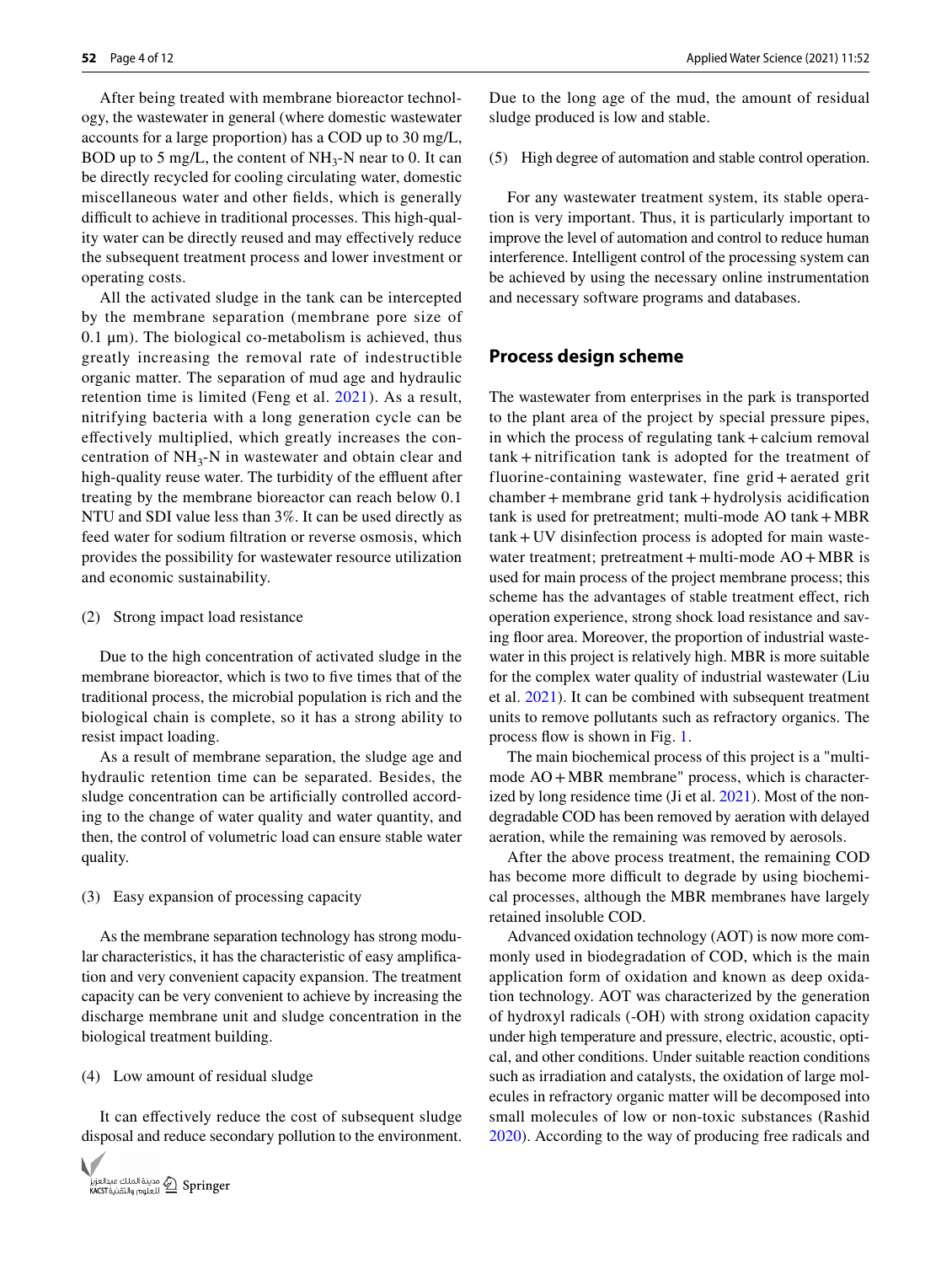After being treated with membrane bioreactor technology, the wastewater in general (where domestic wastewater accounts for a large proportion) has a COD up to 30 mg/L, BOD up to 5 mg/L, the content of $NH_3$-N near to 0. It can be directly recycled for cooling circulating water, domestic miscellaneous water and other fields, which is generally difficult to achieve in traditional processes. This high-quality water can be directly reused and may effectively reduce the subsequent treatment process and lower investment or operating costs.

All the activated sludge in the tank can be intercepted by the membrane separation (membrane pore size of 0.1 μm). The biological co-metabolism is achieved, thus greatly increasing the removal rate of indestructible organic matter. The separation of mud age and hydraulic retention time is limited (Feng et al. 2021). As a result, nitrifying bacteria with a long generation cycle can be effectively multiplied, which greatly increases the concentration of $NH_3$-N in wastewater and obtain clear and high-quality reuse water. The turbidity of the effluent after treating by the membrane bioreactor can reach below 0.1 NTU and SDI value less than 3%. It can be used directly as feed water for sodium filtration or reverse osmosis, which provides the possibility for wastewater resource utilization and economic sustainability.

(2) Strong impact load resistance

Due to the high concentration of activated sludge in the membrane bioreactor, which is two to five times that of the traditional process, the microbial population is rich and the biological chain is complete, so it has a strong ability to resist impact loading.

As a result of membrane separation, the sludge age and hydraulic retention time can be separated. Besides, the sludge concentration can be artificially controlled according to the change of water quality and water quantity, and then, the control of volumetric load can ensure stable water quality.

(3) Easy expansion of processing capacity

As the membrane separation technology has strong modular characteristics, it has the characteristic of easy amplification and very convenient capacity expansion. The treatment capacity can be very convenient to achieve by increasing the discharge membrane unit and sludge concentration in the biological treatment building.

(4) Low amount of residual sludge

It can effectively reduce the cost of subsequent sludge disposal and reduce secondary pollution to the environment. Due to the long age of the mud, the amount of residual sludge produced is low and stable.

(5) High degree of automation and stable control operation.

For any wastewater treatment system, its stable operation is very important. Thus, it is particularly important to improve the level of automation and control to reduce human interference. Intelligent control of the processing system can be achieved by using the necessary online instrumentation and necessary software programs and databases.

## Process design scheme

The wastewater from enterprises in the park is transported to the plant area of the project by special pressure pipes, in which the process of regulating tank + calcium removal tank + nitrification tank is adopted for the treatment of fluorine-containing wastewater, fine grid + aerated grit chamber + membrane grid tank + hydrolysis acidification tank is used for pretreatment; multi-mode AO tank + MBR tank + UV disinfection process is adopted for main wastewater treatment; pretreatment + multi-mode AO + MBR is used for main process of the project membrane process; this scheme has the advantages of stable treatment effect, rich operation experience, strong shock load resistance and saving floor area. Moreover, the proportion of industrial wastewater in this project is relatively high. MBR is more suitable for the complex water quality of industrial wastewater (Liu et al. 2021). It can be combined with subsequent treatment units to remove pollutants such as refractory organics. The process flow is shown in Fig. 1.

The main biochemical process of this project is a "multi-mode AO + MBR membrane" process, which is characterized by long residence time (Ji et al. 2021). Most of the non-degradable COD has been removed by aeration with delayed aeration, while the remaining was removed by aerosols.

After the above process treatment, the remaining COD has become more difficult to degrade by using biochemical processes, although the MBR membranes have largely retained insoluble COD.

Advanced oxidation technology (AOT) is now more commonly used in biodegradation of COD, which is the main application form of oxidation and known as deep oxidation technology. AOT was characterized by the generation of hydroxyl radicals (-OH) with strong oxidation capacity under high temperature and pressure, electric, acoustic, optical, and other conditions. Under suitable reaction conditions such as irradiation and catalysts, the oxidation of large molecules in refractory organic matter will be decomposed into small molecules of low or non-toxic substances (Rashid 2020). According to the way of producing free radicals and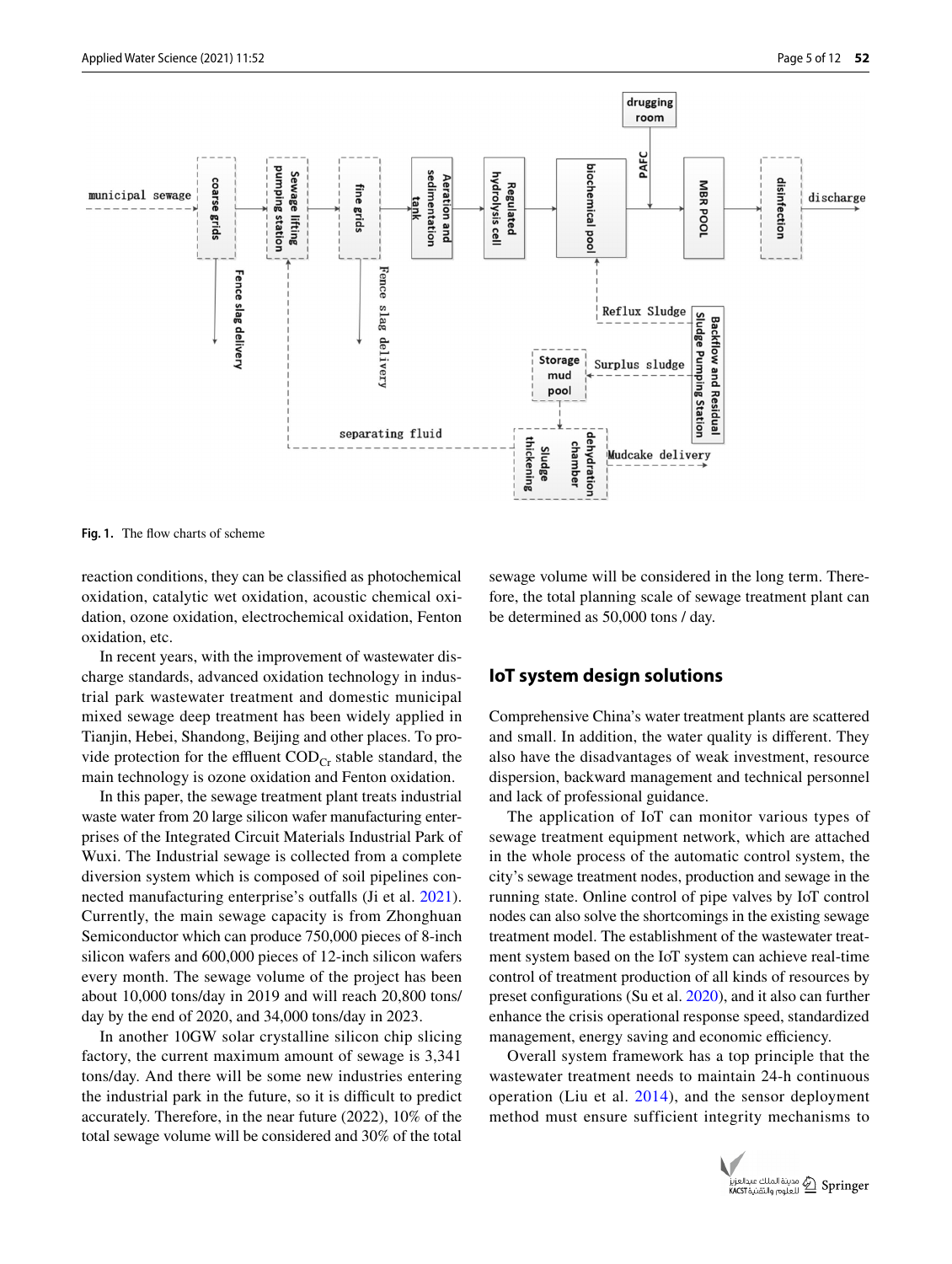Fig. 1. The flow charts of scheme

reaction conditions, they can be classified as photochemical oxidation, catalytic wet oxidation, acoustic chemical oxidation, ozone oxidation, electrochemical oxidation, Fenton oxidation, etc.

In recent years, with the improvement of wastewater discharge standards, advanced oxidation technology in industrial park wastewater treatment and domestic municipal mixed sewage deep treatment has been widely applied in Tianjin, Hebei, Shandong, Beijing and other places. To provide protection for the effluent $COD_{Cr}$ stable standard, the main technology is ozone oxidation and Fenton oxidation.

In this paper, the sewage treatment plant treats industrial waste water from 20 large silicon wafer manufacturing enterprises of the Integrated Circuit Materials Industrial Park of Wuxi. The Industrial sewage is collected from a complete diversion system which is composed of soil pipelines connected manufacturing enterprise's outfalls (Ji et al. 2021). Currently, the main sewage capacity is from Zhonghuan Semiconductor which can produce 750,000 pieces of 8-inch silicon wafers and 600,000 pieces of 12-inch silicon wafers every month. The sewage volume of the project has been about 10,000 tons/day in 2019 and will reach 20,800 tons/day by the end of 2020, and 34,000 tons/day in 2023.

In another 10GW solar crystalline silicon chip slicing factory, the current maximum amount of sewage is 3,341 tons/day. And there will be some new industries entering the industrial park in the future, so it is difficult to predict accurately. Therefore, in the near future (2022), 10% of the total sewage volume will be considered and 30% of the total sewage volume will be considered in the long term. Therefore, the total planning scale of sewage treatment plant can be determined as 50,000 tons / day.

## IoT system design solutions

Comprehensive China's water treatment plants are scattered and small. In addition, the water quality is different. They also have the disadvantages of weak investment, resource dispersion, backward management and technical personnel and lack of professional guidance.

The application of IoT can monitor various types of sewage treatment equipment network, which are attached in the whole process of the automatic control system, the city's sewage treatment nodes, production and sewage in the running state. Online control of pipe valves by IoT control nodes can also solve the shortcomings in the existing sewage treatment model. The establishment of the wastewater treatment system based on the IoT system can achieve real-time control of treatment production of all kinds of resources by preset configurations (Su et al. 2020), and it also can further enhance the crisis operational response speed, standardized management, energy saving and economic efficiency.

Overall system framework has a top principle that the wastewater treatment needs to maintain 24-h continuous operation (Liu et al. 2014), and the sensor deployment method must ensure sufficient integrity mechanisms to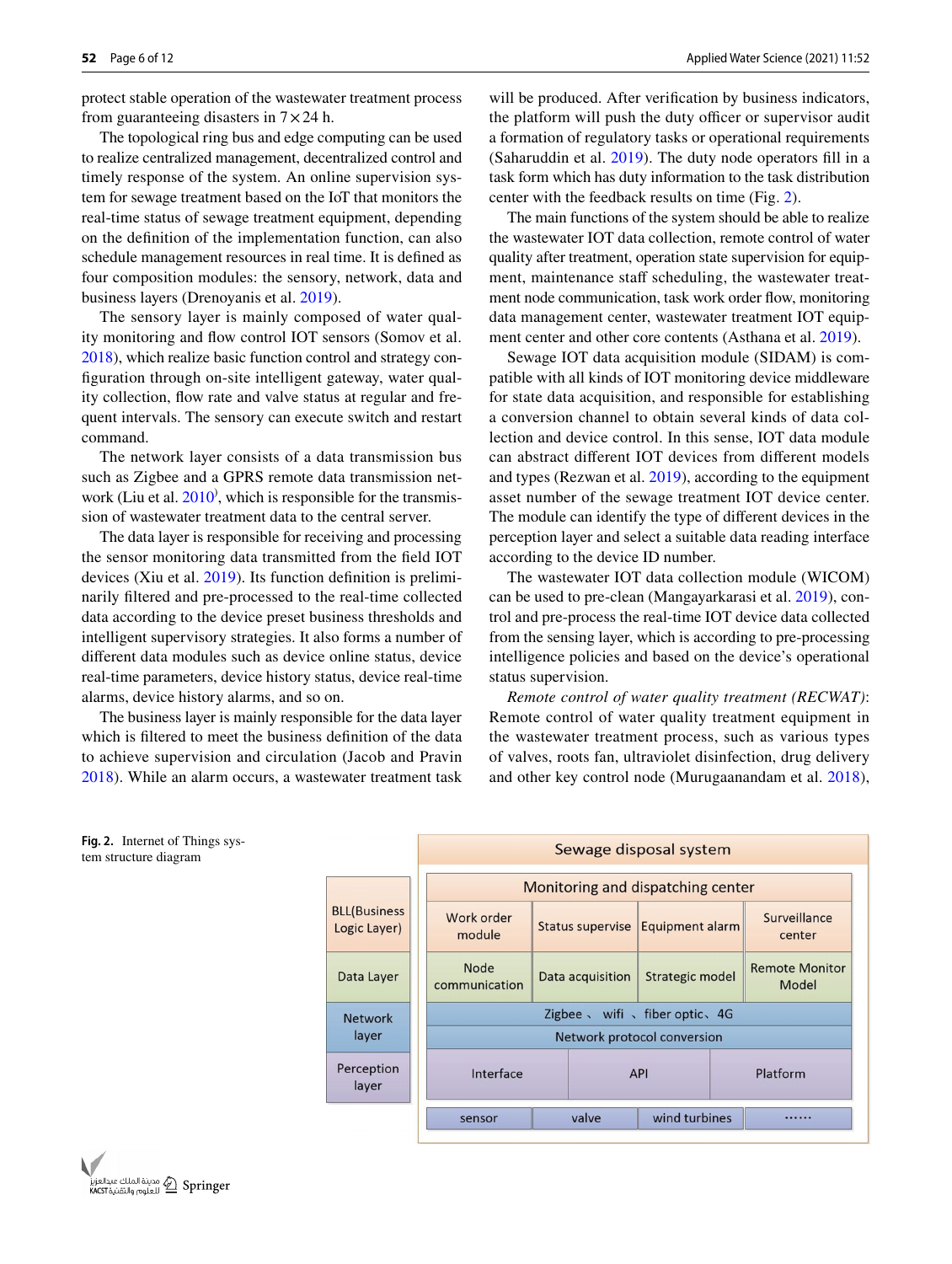protect stable operation of the wastewater treatment process from guaranteeing disasters in $7 \times 24$ h.

The topological ring bus and edge computing can be used to realize centralized management, decentralized control and timely response of the system. An online supervision system for sewage treatment based on the IoT that monitors the real-time status of sewage treatment equipment, depending on the definition of the implementation function, can also schedule management resources in real time. It is defined as four composition modules: the sensory, network, data and business layers (Drenoyanis et al. 2019).

The sensory layer is mainly composed of water quality monitoring and flow control IOT sensors (Somov et al. 2018), which realize basic function control and strategy configuration through on-site intelligent gateway, water quality collection, flow rate and valve status at regular and frequent intervals. The sensory can execute switch and restart command.

The network layer consists of a data transmission bus such as Zigbee and a GPRS remote data transmission network (Liu et al. 2010), which is responsible for the transmission of wastewater treatment data to the central server.

The data layer is responsible for receiving and processing the sensor monitoring data transmitted from the field IOT devices (Xiu et al. 2019). Its function definition is preliminarily filtered and pre-processed to the real-time collected data according to the device preset business thresholds and intelligent supervisory strategies. It also forms a number of different data modules such as device online status, device real-time parameters, device history status, device real-time alarms, device history alarms, and so on.

The business layer is mainly responsible for the data layer which is filtered to meet the business definition of the data to achieve supervision and circulation (Jacob and Pravin 2018). While an alarm occurs, a wastewater treatment task will be produced. After verification by business indicators, the platform will push the duty officer or supervisor audit a formation of regulatory tasks or operational requirements (Saharuddin et al. 2019). The duty node operators fill in a task form which has duty information to the task distribution center with the feedback results on time (Fig. 2).

The main functions of the system should be able to realize the wastewater IOT data collection, remote control of water quality after treatment, operation state supervision for equipment, maintenance staff scheduling, the wastewater treatment node communication, task work order flow, monitoring data management center, wastewater treatment IOT equipment center and other core contents (Asthana et al. 2019).

Sewage IOT data acquisition module (SIDAM) is compatible with all kinds of IOT monitoring device middleware for state data acquisition, and responsible for establishing a conversion channel to obtain several kinds of data collection and device control. In this sense, IOT data module can abstract different IOT devices from different models and types (Rezwan et al. 2019), according to the equipment asset number of the sewage treatment IOT device center. The module can identify the type of different devices in the perception layer and select a suitable data reading interface according to the device ID number.

The wastewater IOT data collection module (WICOM) can be used to pre-clean (Mangayarkarasi et al. 2019), control and pre-process the real-time IOT device data collected from the sensing layer, which is according to pre-processing intelligence policies and based on the device's operational status supervision.

*Remote control of water quality treatment (RECWAT)*: Remote control of water quality treatment equipment in the wastewater treatment process, such as various types of valves, roots fan, ultraviolet disinfection, drug delivery and other key control node (Murugaanandam et al. 2018),

**Fig. 2.** Internet of Things system structure diagram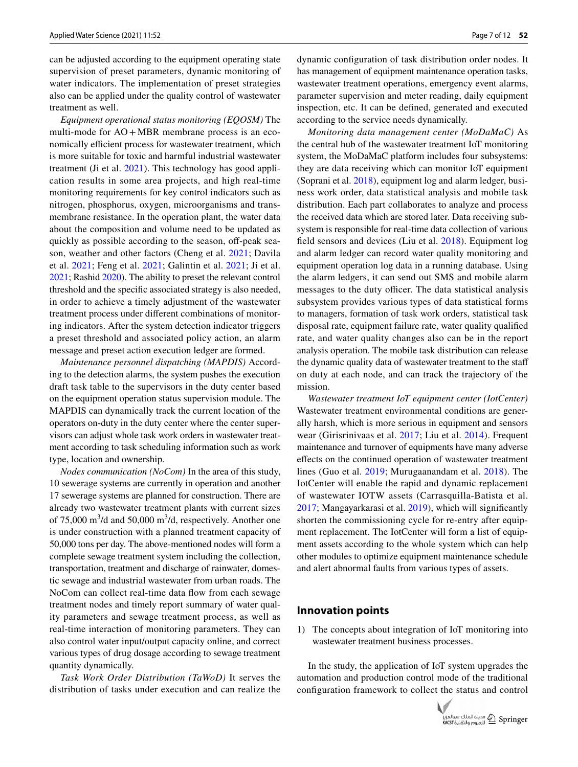can be adjusted according to the equipment operating state supervision of preset parameters, dynamic monitoring of water indicators. The implementation of preset strategies also can be applied under the quality control of wastewater treatment as well.

*Equipment operational status monitoring (EQOSM)* The multi-mode for AO + MBR membrane process is an economically efficient process for wastewater treatment, which is more suitable for toxic and harmful industrial wastewater treatment (Ji et al. 2021). This technology has good application results in some area projects, and high real-time monitoring requirements for key control indicators such as nitrogen, phosphorus, oxygen, microorganisms and transmembrane resistance. In the operation plant, the water data about the composition and volume need to be updated as quickly as possible according to the season, off-peak season, weather and other factors (Cheng et al. 2021; Davila et al. 2021; Feng et al. 2021; Galintin et al. 2021; Ji et al. 2021; Rashid 2020). The ability to preset the relevant control threshold and the specific associated strategy is also needed, in order to achieve a timely adjustment of the wastewater treatment process under different combinations of monitoring indicators. After the system detection indicator triggers a preset threshold and associated policy action, an alarm message and preset action execution ledger are formed.

*Maintenance personnel dispatching (MAPDIS)* According to the detection alarms, the system pushes the execution draft task table to the supervisors in the duty center based on the equipment operation status supervision module. The MAPDIS can dynamically track the current location of the operators on-duty in the duty center where the center supervisors can adjust whole task work orders in wastewater treatment according to task scheduling information such as work type, location and ownership.

*Nodes communication (NoCom)* In the area of this study, 10 sewerage systems are currently in operation and another 17 sewerage systems are planned for construction. There are already two wastewater treatment plants with current sizes of 75,000 $m^3$/d and 50,000 $m^3$/d, respectively. Another one is under construction with a planned treatment capacity of 50,000 tons per day. The above-mentioned nodes will form a complete sewage treatment system including the collection, transportation, treatment and discharge of rainwater, domestic sewage and industrial wastewater from urban roads. The NoCom can collect real-time data flow from each sewage treatment nodes and timely report summary of water quality parameters and sewage treatment process, as well as real-time interaction of monitoring parameters. They can also control water input/output capacity online, and correct various types of drug dosage according to sewage treatment quantity dynamically.

*Task Work Order Distribution (TaWoD)* It serves the distribution of tasks under execution and can realize the dynamic configuration of task distribution order nodes. It has management of equipment maintenance operation tasks, wastewater treatment operations, emergency event alarms, parameter supervision and meter reading, daily equipment inspection, etc. It can be defined, generated and executed according to the service needs dynamically.

*Monitoring data management center (MoDaMaC)* As the central hub of the wastewater treatment IoT monitoring system, the MoDaMaC platform includes four subsystems: they are data receiving which can monitor IoT equipment (Soprani et al. 2018), equipment log and alarm ledger, business work order, data statistical analysis and mobile task distribution. Each part collaborates to analyze and process the received data which are stored later. Data receiving subsystem is responsible for real-time data collection of various field sensors and devices (Liu et al. 2018). Equipment log and alarm ledger can record water quality monitoring and equipment operation log data in a running database. Using the alarm ledgers, it can send out SMS and mobile alarm messages to the duty officer. The data statistical analysis subsystem provides various types of data statistical forms to managers, formation of task work orders, statistical task disposal rate, equipment failure rate, water quality qualified rate, and water quality changes also can be in the report analysis operation. The mobile task distribution can release the dynamic quality data of wastewater treatment to the staff on duty at each node, and can track the trajectory of the mission.

*Wastewater treatment IoT equipment center (IotCenter)* Wastewater treatment environmental conditions are generally harsh, which is more serious in equipment and sensors wear (Girisrinivaas et al. 2017; Liu et al. 2014). Frequent maintenance and turnover of equipments have many adverse effects on the continued operation of wastewater treatment lines (Guo et al. 2019; Murugaanandam et al. 2018). The IotCenter will enable the rapid and dynamic replacement of wastewater IOTW assets (Carrasquilla-Batista et al. 2017; Mangayarkarasi et al. 2019), which will significantly shorten the commissioning cycle for re-entry after equipment replacement. The IotCenter will form a list of equipment assets according to the whole system which can help other modules to optimize equipment maintenance schedule and alert abnormal faults from various types of assets.

## Innovation points

1) The concepts about integration of IoT monitoring into wastewater treatment business processes.

In the study, the application of IoT system upgrades the automation and production control mode of the traditional configuration framework to collect the status and control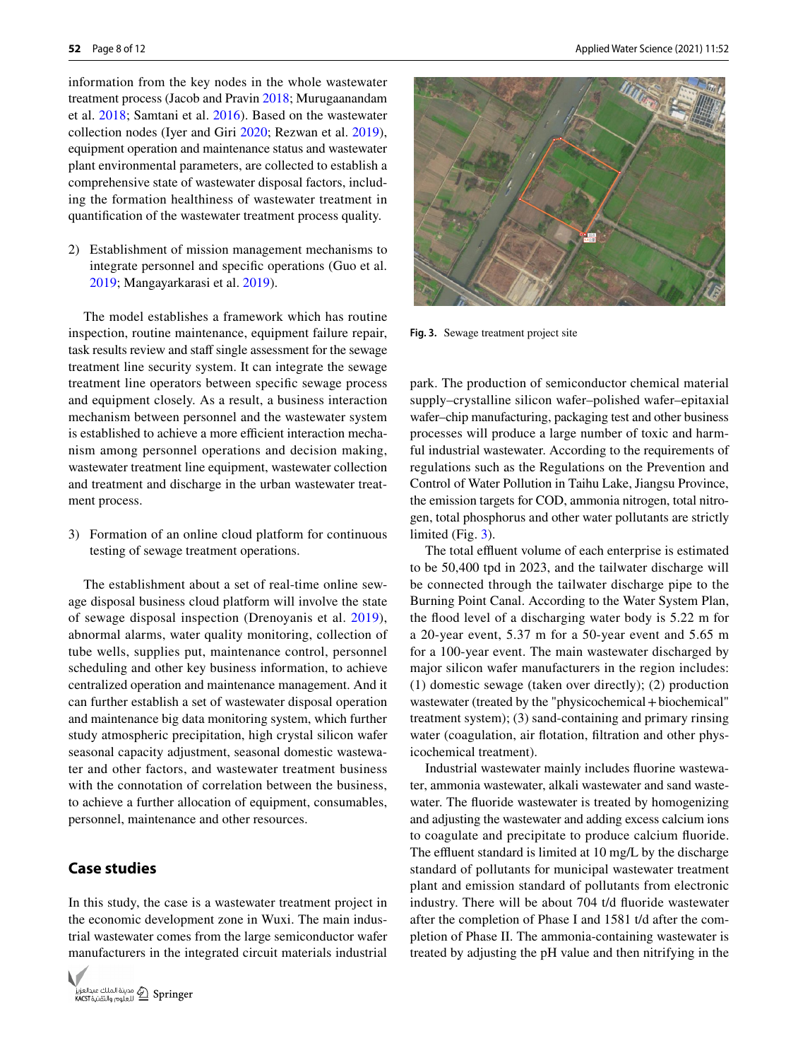information from the key nodes in the whole wastewater treatment process (Jacob and Pravin 2018; Murugaanandam et al. 2018; Samtani et al. 2016). Based on the wastewater collection nodes (Iyer and Giri 2020; Rezwan et al. 2019), equipment operation and maintenance status and wastewater plant environmental parameters, are collected to establish a comprehensive state of wastewater disposal factors, including the formation healthiness of wastewater treatment in quantification of the wastewater treatment process quality.

2) Establishment of mission management mechanisms to integrate personnel and specific operations (Guo et al. 2019; Mangayarkarasi et al. 2019).

The model establishes a framework which has routine inspection, routine maintenance, equipment failure repair, task results review and staff single assessment for the sewage treatment line security system. It can integrate the sewage treatment line operators between specific sewage process and equipment closely. As a result, a business interaction mechanism between personnel and the wastewater system is established to achieve a more efficient interaction mechanism among personnel operations and decision making, wastewater treatment line equipment, wastewater collection and treatment and discharge in the urban wastewater treatment process.

3) Formation of an online cloud platform for continuous testing of sewage treatment operations.

The establishment about a set of real-time online sewage disposal business cloud platform will involve the state of sewage disposal inspection (Drenoyanis et al. 2019), abnormal alarms, water quality monitoring, collection of tube wells, supplies put, maintenance control, personnel scheduling and other key business information, to achieve centralized operation and maintenance management. And it can further establish a set of wastewater disposal operation and maintenance big data monitoring system, which further study atmospheric precipitation, high crystal silicon wafer seasonal capacity adjustment, seasonal domestic wastewater and other factors, and wastewater treatment business with the connotation of correlation between the business, to achieve a further allocation of equipment, consumables, personnel, maintenance and other resources.

## Case studies

In this study, the case is a wastewater treatment project in the economic development zone in Wuxi. The main industrial wastewater comes from the large semiconductor wafer manufacturers in the integrated circuit materials industrial park. The production of semiconductor chemical material supply–crystalline silicon wafer–polished wafer–epitaxial wafer–chip manufacturing, packaging test and other business processes will produce a large number of toxic and harmful industrial wastewater. According to the requirements of regulations such as the Regulations on the Prevention and Control of Water Pollution in Taihu Lake, Jiangsu Province, the emission targets for COD, ammonia nitrogen, total nitrogen, total phosphorus and other water pollutants are strictly limited (Fig. 3).

**Fig. 3.** Sewage treatment project site

The total effluent volume of each enterprise is estimated to be 50,400 tpd in 2023, and the tailwater discharge will be connected through the tailwater discharge pipe to the Burning Point Canal. According to the Water System Plan, the flood level of a discharging water body is 5.22 m for a 20-year event, 5.37 m for a 50-year event and 5.65 m for a 100-year event. The main wastewater discharged by major silicon wafer manufacturers in the region includes: (1) domestic sewage (taken over directly); (2) production wastewater (treated by the "physicochemical + biochemical" treatment system); (3) sand-containing and primary rinsing water (coagulation, air flotation, filtration and other physicochemical treatment).

Industrial wastewater mainly includes fluorine wastewater, ammonia wastewater, alkali wastewater and sand wastewater. The fluoride wastewater is treated by homogenizing and adjusting the wastewater and adding excess calcium ions to coagulate and precipitate to produce calcium fluoride. The effluent standard is limited at 10 mg/L by the discharge standard of pollutants for municipal wastewater treatment plant and emission standard of pollutants from electronic industry. There will be about 704 t/d fluoride wastewater after the completion of Phase I and 1581 t/d after the completion of Phase II. The ammonia-containing wastewater is treated by adjusting the pH value and then nitrifying in the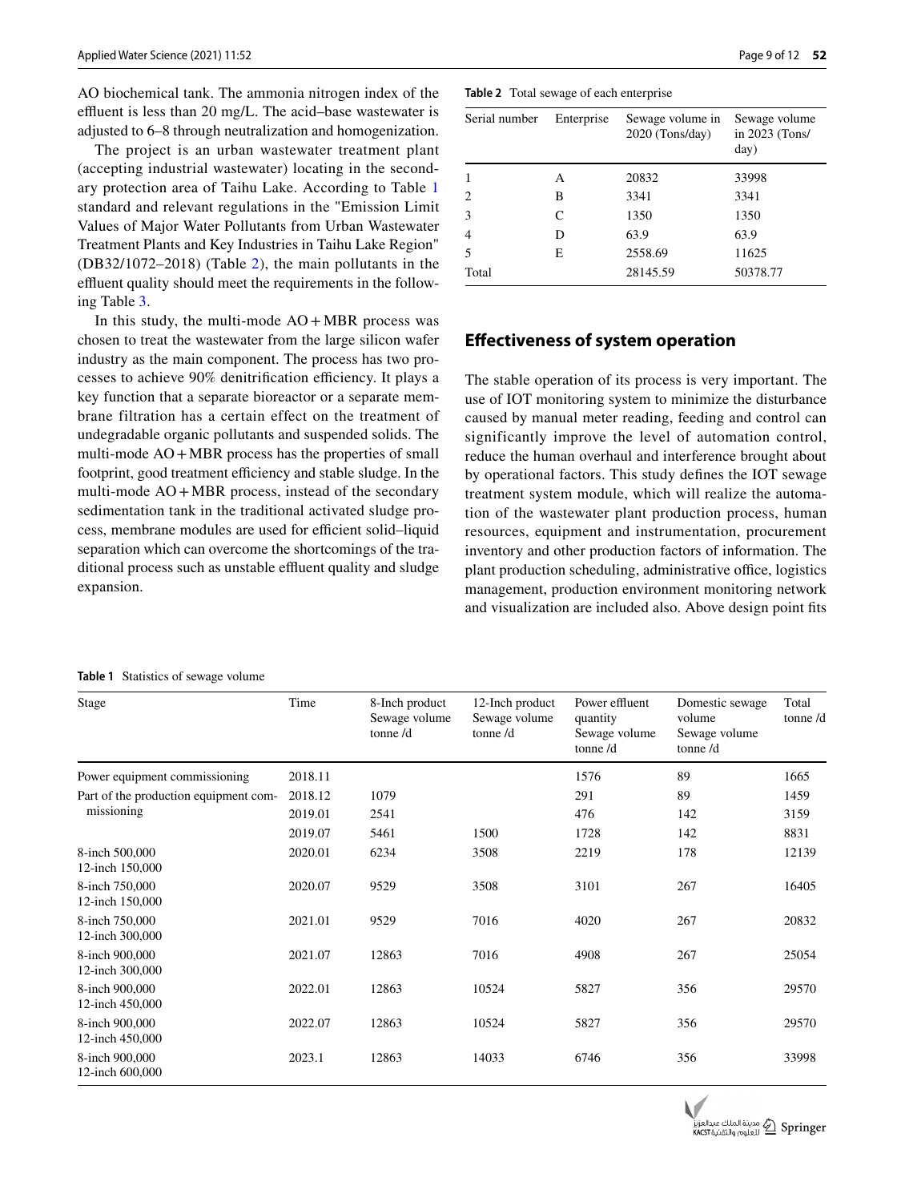AO biochemical tank. The ammonia nitrogen index of the effluent is less than 20 mg/L. The acid–base wastewater is adjusted to 6–8 through neutralization and homogenization.

The project is an urban wastewater treatment plant (accepting industrial wastewater) locating in the secondary protection area of Taihu Lake. According to Table 1 standard and relevant regulations in the "Emission Limit Values of Major Water Pollutants from Urban Wastewater Treatment Plants and Key Industries in Taihu Lake Region" (DB32/1072–2018) (Table 2), the main pollutants in the effluent quality should meet the requirements in the following Table 3.

In this study, the multi-mode AO + MBR process was chosen to treat the wastewater from the large silicon wafer industry as the main component. The process has two processes to achieve 90% denitrification efficiency. It plays a key function that a separate bioreactor or a separate membrane filtration has a certain effect on the treatment of undegradable organic pollutants and suspended solids. The multi-mode AO + MBR process has the properties of small footprint, good treatment efficiency and stable sludge. In the multi-mode AO + MBR process, instead of the secondary sedimentation tank in the traditional activated sludge process, membrane modules are used for efficient solid–liquid separation which can overcome the shortcomings of the traditional process such as unstable effluent quality and sludge expansion.

**Table 2** Total sewage of each enterprise

| Serial number | Enterprise | Sewage volume in 2020 (Tons/day) | Sewage volume in 2023 (Tons/day) |
|---|---|---|---|
| 1 | A | 20832 | 33998 |
| 2 | B | 3341 | 3341 |
| 3 | C | 1350 | 1350 |
| 4 | D | 63.9 | 63.9 |
| 5 | E | 2558.69 | 11625 |
| Total | | 28145.59 | 50378.77 |

## Effectiveness of system operation

The stable operation of its process is very important. The use of IOT monitoring system to minimize the disturbance caused by manual meter reading, feeding and control can significantly improve the level of automation control, reduce the human overhaul and interference brought about by operational factors. This study defines the IOT sewage treatment system module, which will realize the automation of the wastewater plant production process, human resources, equipment and instrumentation, procurement inventory and other production factors of information. The plant production scheduling, administrative office, logistics management, production environment monitoring network and visualization are included also. Above design point fits

**Table 1** Statistics of sewage volume

| Stage | Time | 8-Inch product Sewage volume tonne /d | 12-Inch product Sewage volume tonne /d | Power effluent quantity Sewage volume tonne /d | Domestic sewage volume Sewage volume tonne /d | Total tonne /d |
|---|---|---|---|---|---|---|
| Power equipment commissioning | 2018.11 | | | 1576 | 89 | 1665 |
| Part of the production equipment commissioning | 2018.12 | 1079 | | 291 | 89 | 1459 |
| | 2019.01 | 2541 | | 476 | 142 | 3159 |
| | 2019.07 | 5461 | 1500 | 1728 | 142 | 8831 |
| 8-inch 500,000 12-inch 150,000 | 2020.01 | 6234 | 3508 | 2219 | 178 | 12139 |
| 8-inch 750,000 12-inch 150,000 | 2020.07 | 9529 | 3508 | 3101 | 267 | 16405 |
| 8-inch 750,000 12-inch 300,000 | 2021.01 | 9529 | 7016 | 4020 | 267 | 20832 |
| 8-inch 900,000 12-inch 300,000 | 2021.07 | 12863 | 7016 | 4908 | 267 | 25054 |
| 8-inch 900,000 12-inch 450,000 | 2022.01 | 12863 | 10524 | 5827 | 356 | 29570 |
| 8-inch 900,000 12-inch 450,000 | 2022.07 | 12863 | 10524 | 5827 | 356 | 29570 |
| 8-inch 900,000 12-inch 600,000 | 2023.1 | 12863 | 14033 | 6746 | 356 | 33998 |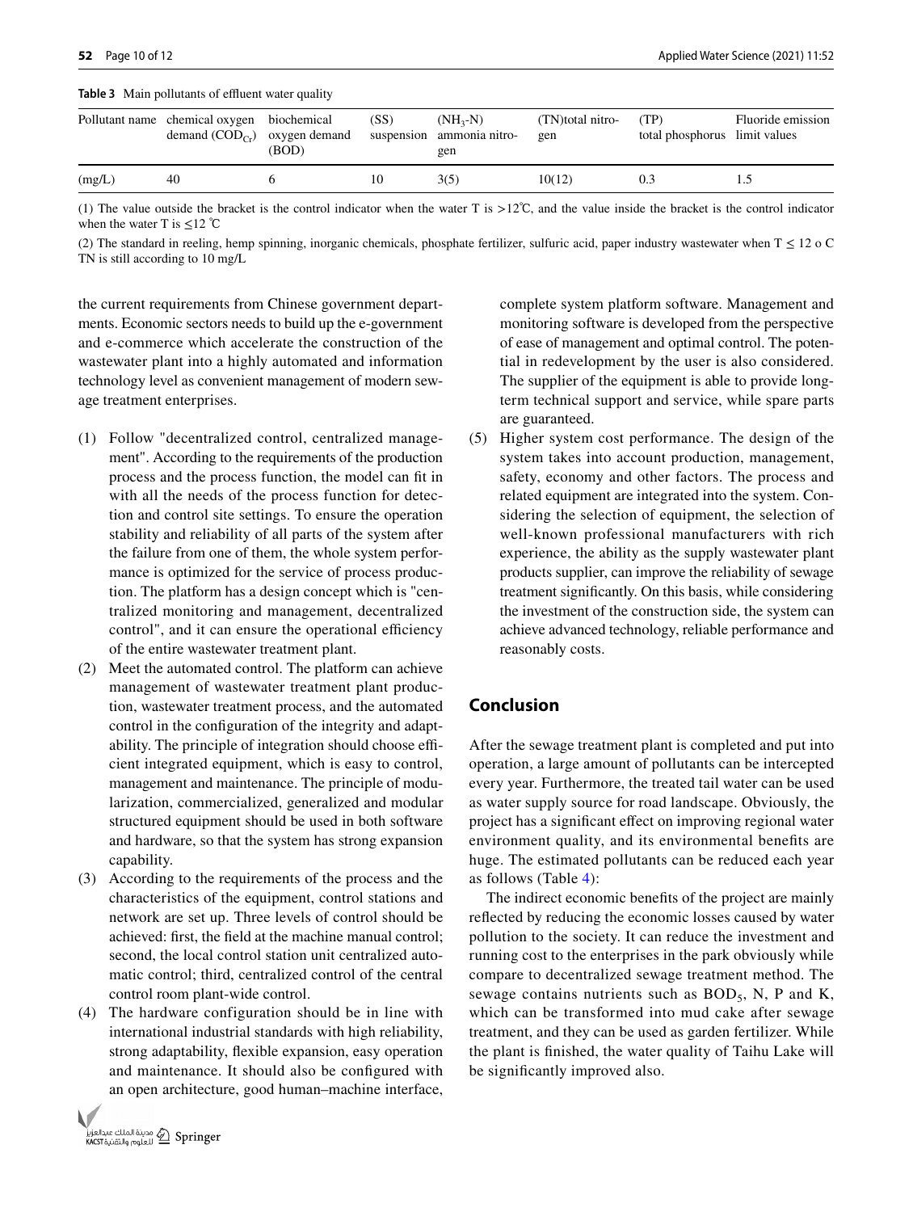**Table 3** Main pollutants of effluent water quality

| Pollutant name | chemical oxygen demand ($COD_{Cr}$) | biochemical oxygen demand (BOD) | (SS) suspension | ($NH_3$-N) ammonia nitrogen | (TN)total nitrogen | (TP) total phosphorus | Fluoride emission limit values |
|---|---|---|---|---|---|---|---|
| (mg/L) | 40 | 6 | 10 | 3(5) | 10(12) | 0.3 | 1.5 |

(1) The value outside the bracket is the control indicator when the water T is >12℃, and the value inside the bracket is the control indicator when the water T is ≤12 ℃

(2) The standard in reeling, hemp spinning, inorganic chemicals, phosphate fertilizer, sulfuric acid, paper industry wastewater when T ≤ 12 o C TN is still according to 10 mg/L

the current requirements from Chinese government departments. Economic sectors needs to build up the e-government and e-commerce which accelerate the construction of the wastewater plant into a highly automated and information technology level as convenient management of modern sewage treatment enterprises.

(1) Follow "decentralized control, centralized management". According to the requirements of the production process and the process function, the model can fit in with all the needs of the process function for detection and control site settings. To ensure the operation stability and reliability of all parts of the system after the failure from one of them, the whole system performance is optimized for the service of process production. The platform has a design concept which is "centralized monitoring and management, decentralized control", and it can ensure the operational efficiency of the entire wastewater treatment plant.
(2) Meet the automated control. The platform can achieve management of wastewater treatment plant production, wastewater treatment process, and the automated control in the configuration of the integrity and adaptability. The principle of integration should choose efficient integrated equipment, which is easy to control, management and maintenance. The principle of modularization, commercialized, generalized and modular structured equipment should be used in both software and hardware, so that the system has strong expansion capability.
(3) According to the requirements of the process and the characteristics of the equipment, control stations and network are set up. Three levels of control should be achieved: first, the field at the machine manual control; second, the local control station unit centralized automatic control; third, centralized control of the central control room plant-wide control.
(4) The hardware configuration should be in line with international industrial standards with high reliability, strong adaptability, flexible expansion, easy operation and maintenance. It should also be configured with an open architecture, good human–machine interface, complete system platform software. Management and monitoring software is developed from the perspective of ease of management and optimal control. The potential in redevelopment by the user is also considered. The supplier of the equipment is able to provide long-term technical support and service, while spare parts are guaranteed.
(5) Higher system cost performance. The design of the system takes into account production, management, safety, economy and other factors. The process and related equipment are integrated into the system. Considering the selection of equipment, the selection of well-known professional manufacturers with rich experience, the ability as the supply wastewater plant products supplier, can improve the reliability of sewage treatment significantly. On this basis, while considering the investment of the construction side, the system can achieve advanced technology, reliable performance and reasonably costs.

## Conclusion

After the sewage treatment plant is completed and put into operation, a large amount of pollutants can be intercepted every year. Furthermore, the treated tail water can be used as water supply source for road landscape. Obviously, the project has a significant effect on improving regional water environment quality, and its environmental benefits are huge. The estimated pollutants can be reduced each year as follows (Table 4):

The indirect economic benefits of the project are mainly reflected by reducing the economic losses caused by water pollution to the society. It can reduce the investment and running cost to the enterprises in the park obviously while compare to decentralized sewage treatment method. The sewage contains nutrients such as $BOD_5$, N, P and K, which can be transformed into mud cake after sewage treatment, and they can be used as garden fertilizer. While the plant is finished, the water quality of Taihu Lake will be significantly improved also.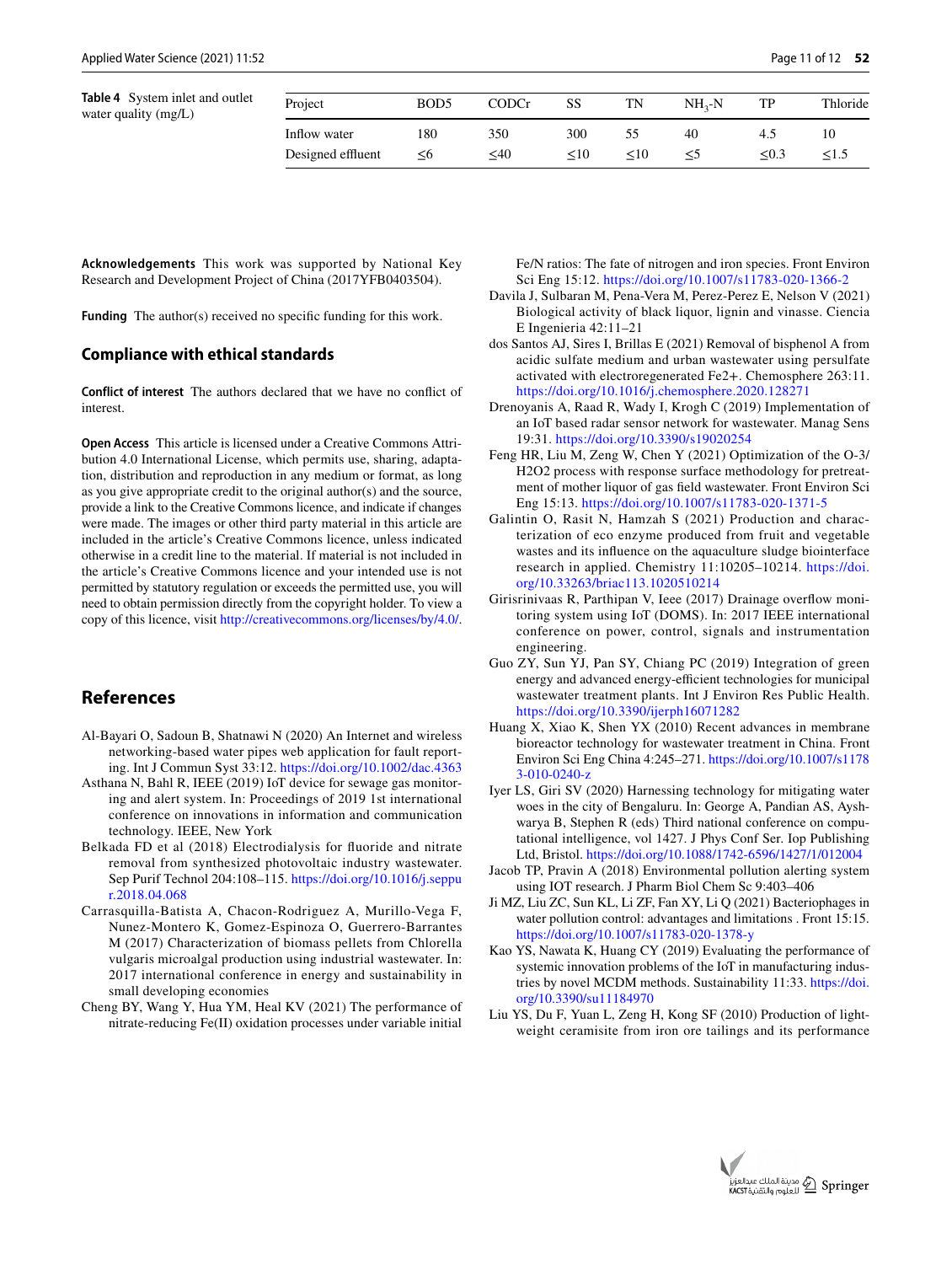**Table 4** System inlet and outlet water quality (mg/L)

| Project | BOD5 | CODCr | SS | TN | $NH_3$-N | TP | Thloride |
|---|---|---|---|---|---|---|---|
| Inflow water | 180 | 350 | 300 | 55 | 40 | 4.5 | 10 |
| Designed effluent | ≤6 | ≤40 | ≤10 | ≤10 | ≤5 | ≤0.3 | ≤1.5 |

**Acknowledgements** This work was supported by National Key Research and Development Project of China (2017YFB0403504).

**Funding** The author(s) received no specific funding for this work.

## Compliance with ethical standards

**Conflict of interest** The authors declared that we have no conflict of interest.

**Open Access** This article is licensed under a Creative Commons Attribution 4.0 International License, which permits use, sharing, adaptation, distribution and reproduction in any medium or format, as long as you give appropriate credit to the original author(s) and the source, provide a link to the Creative Commons licence, and indicate if changes were made. The images or other third party material in this article are included in the article's Creative Commons licence, unless indicated otherwise in a credit line to the material. If material is not included in the article's Creative Commons licence and your intended use is not permitted by statutory regulation or exceeds the permitted use, you will need to obtain permission directly from the copyright holder. To view a copy of this licence, visit http://creativecommons.org/licenses/by/4.0/.

## References

Al-Bayari O, Sadoun B, Shatnawi N (2020) An Internet and wireless networking-based water pipes web application for fault reporting. Int J Commun Syst 33:12. https://doi.org/10.1002/dac.4363

Asthana N, Bahl R, IEEE (2019) IoT device for sewage gas monitoring and alert system. In: Proceedings of 2019 1st international conference on innovations in information and communication technology. IEEE, New York

Belkada FD et al (2018) Electrodialysis for fluoride and nitrate removal from synthesized photovoltaic industry wastewater. Sep Purif Technol 204:108–115. https://doi.org/10.1016/j.seppur.2018.04.068

Carrasquilla-Batista A, Chacon-Rodriguez A, Murillo-Vega F, Nunez-Montero K, Gomez-Espinoza O, Guerrero-Barrantes M (2017) Characterization of biomass pellets from Chlorella vulgaris microalgal production using industrial wastewater. In: 2017 international conference in energy and sustainability in small developing economies

Cheng BY, Wang Y, Hua YM, Heal KV (2021) The performance of nitrate-reducing Fe(II) oxidation processes under variable initial Fe/N ratios: The fate of nitrogen and iron species. Front Environ Sci Eng 15:12. https://doi.org/10.1007/s11783-020-1366-2

Davila J, Sulbaran M, Pena-Vera M, Perez-Perez E, Nelson V (2021) Biological activity of black liquor, lignin and vinasse. Ciencia E Ingenieria 42:11–21

dos Santos AJ, Sires I, Brillas E (2021) Removal of bisphenol A from acidic sulfate medium and urban wastewater using persulfate activated with electroregenerated Fe2+. Chemosphere 263:11. https://doi.org/10.1016/j.chemosphere.2020.128271

Drenoyanis A, Raad R, Wady I, Krogh C (2019) Implementation of an IoT based radar sensor network for wastewater. Manag Sens 19:31. https://doi.org/10.3390/s19020254

Feng HR, Liu M, Zeng W, Chen Y (2021) Optimization of the O-3/H2O2 process with response surface methodology for pretreatment of mother liquor of gas field wastewater. Front Environ Sci Eng 15:13. https://doi.org/10.1007/s11783-020-1371-5

Galintin O, Rasit N, Hamzah S (2021) Production and characterization of eco enzyme produced from fruit and vegetable wastes and its influence on the aquaculture sludge biointerface research in applied. Chemistry 11:10205–10214. https://doi.org/10.33263/briac113.1020510214

Girisrinivaas R, Parthipan V, Ieee (2017) Drainage overflow monitoring system using IoT (DOMS). In: 2017 IEEE international conference on power, control, signals and instrumentation engineering.

Guo ZY, Sun YJ, Pan SY, Chiang PC (2019) Integration of green energy and advanced energy-efficient technologies for municipal wastewater treatment plants. Int J Environ Res Public Health. https://doi.org/10.3390/ijerph16071282

Huang X, Xiao K, Shen YX (2010) Recent advances in membrane bioreactor technology for wastewater treatment in China. Front Environ Sci Eng China 4:245–271. https://doi.org/10.1007/s11783-010-0240-z

Iyer LS, Giri SV (2020) Harnessing technology for mitigating water woes in the city of Bengaluru. In: George A, Pandian AS, Ayshwarya B, Stephen R (eds) Third national conference on computational intelligence, vol 1427. J Phys Conf Ser. Iop Publishing Ltd, Bristol. https://doi.org/10.1088/1742-6596/1427/1/012004

Jacob TP, Pravin A (2018) Environmental pollution alerting system using IOT research. J Pharm Biol Chem Sc 9:403–406

Ji MZ, Liu ZC, Sun KL, Li ZF, Fan XY, Li Q (2021) Bacteriophages in water pollution control: advantages and limitations . Front 15:15. https://doi.org/10.1007/s11783-020-1378-y

Kao YS, Nawata K, Huang CY (2019) Evaluating the performance of systemic innovation problems of the IoT in manufacturing industries by novel MCDM methods. Sustainability 11:33. https://doi.org/10.3390/su11184970

Liu YS, Du F, Yuan L, Zeng H, Kong SF (2010) Production of lightweight ceramisite from iron ore tailings and its performance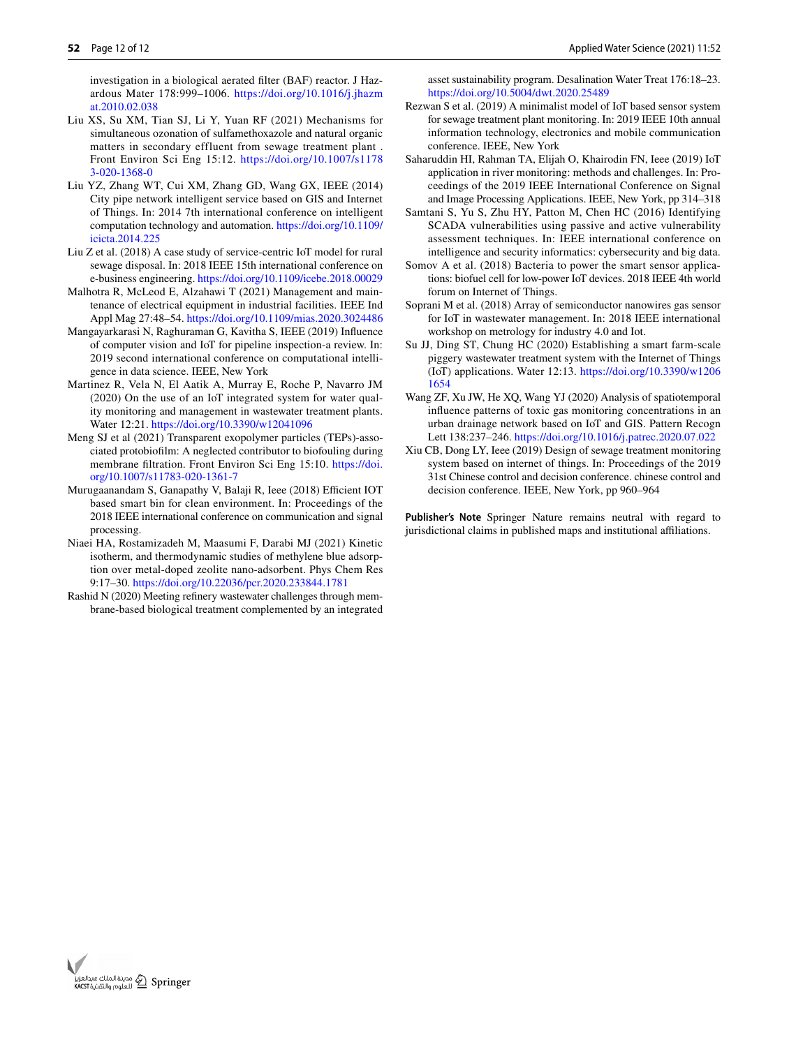investigation in a biological aerated filter (BAF) reactor. J Hazardous Mater 178:999–1006. https://doi.org/10.1016/j.jhazmat.2010.02.038

Liu XS, Su XM, Tian SJ, Li Y, Yuan RF (2021) Mechanisms for simultaneous ozonation of sulfamethoxazole and natural organic matters in secondary effluent from sewage treatment plant . Front Environ Sci Eng 15:12. https://doi.org/10.1007/s11783-020-1368-0

Liu YZ, Zhang WT, Cui XM, Zhang GD, Wang GX, IEEE (2014) City pipe network intelligent service based on GIS and Internet of Things. In: 2014 7th international conference on intelligent computation technology and automation. https://doi.org/10.1109/icicta.2014.225

Liu Z et al. (2018) A case study of service-centric IoT model for rural sewage disposal. In: 2018 IEEE 15th international conference on e-business engineering. https://doi.org/10.1109/icebe.2018.00029

Malhotra R, McLeod E, Alzahawi T (2021) Management and maintenance of electrical equipment in industrial facilities. IEEE Ind Appl Mag 27:48–54. https://doi.org/10.1109/mias.2020.3024486

Mangayarkarasi N, Raghuraman G, Kavitha S, IEEE (2019) Influence of computer vision and IoT for pipeline inspection-a review. In: 2019 second international conference on computational intelligence in data science. IEEE, New York

Martinez R, Vela N, El Aatik A, Murray E, Roche P, Navarro JM (2020) On the use of an IoT integrated system for water quality monitoring and management in wastewater treatment plants. Water 12:21. https://doi.org/10.3390/w12041096

Meng SJ et al (2021) Transparent exopolymer particles (TEPs)-associated protobiofilm: A neglected contributor to biofouling during membrane filtration. Front Environ Sci Eng 15:10. https://doi.org/10.1007/s11783-020-1361-7

Murugaanandam S, Ganapathy V, Balaji R, Ieee (2018) Efficient IOT based smart bin for clean environment. In: Proceedings of the 2018 IEEE international conference on communication and signal processing.

Niaei HA, Rostamizadeh M, Maasumi F, Darabi MJ (2021) Kinetic isotherm, and thermodynamic studies of methylene blue adsorption over metal-doped zeolite nano-adsorbent. Phys Chem Res 9:17–30. https://doi.org/10.22036/pcr.2020.233844.1781

Rashid N (2020) Meeting refinery wastewater challenges through membrane-based biological treatment complemented by an integrated asset sustainability program. Desalination Water Treat 176:18–23. https://doi.org/10.5004/dwt.2020.25489

Rezwan S et al. (2019) A minimalist model of IoT based sensor system for sewage treatment plant monitoring. In: 2019 IEEE 10th annual information technology, electronics and mobile communication conference. IEEE, New York

Saharuddin HI, Rahman TA, Elijah O, Khairodin FN, Ieee (2019) IoT application in river monitoring: methods and challenges. In: Proceedings of the 2019 IEEE International Conference on Signal and Image Processing Applications. IEEE, New York, pp 314–318

Samtani S, Yu S, Zhu HY, Patton M, Chen HC (2016) Identifying SCADA vulnerabilities using passive and active vulnerability assessment techniques. In: IEEE international conference on intelligence and security informatics: cybersecurity and big data.

Somov A et al. (2018) Bacteria to power the smart sensor applications: biofuel cell for low-power IoT devices. 2018 IEEE 4th world forum on Internet of Things.

Soprani M et al. (2018) Array of semiconductor nanowires gas sensor for IoT in wastewater management. In: 2018 IEEE international workshop on metrology for industry 4.0 and Iot.

Su JJ, Ding ST, Chung HC (2020) Establishing a smart farm-scale piggery wastewater treatment system with the Internet of Things (IoT) applications. Water 12:13. https://doi.org/10.3390/w12061654

Wang ZF, Xu JW, He XQ, Wang YJ (2020) Analysis of spatiotemporal influence patterns of toxic gas monitoring concentrations in an urban drainage network based on IoT and GIS. Pattern Recogn Lett 138:237–246. https://doi.org/10.1016/j.patrec.2020.07.022

Xiu CB, Dong LY, Ieee (2019) Design of sewage treatment monitoring system based on internet of things. In: Proceedings of the 2019 31st Chinese control and decision conference. chinese control and decision conference. IEEE, New York, pp 960–964

**Publisher's Note** Springer Nature remains neutral with regard to jurisdictional claims in published maps and institutional affiliations.